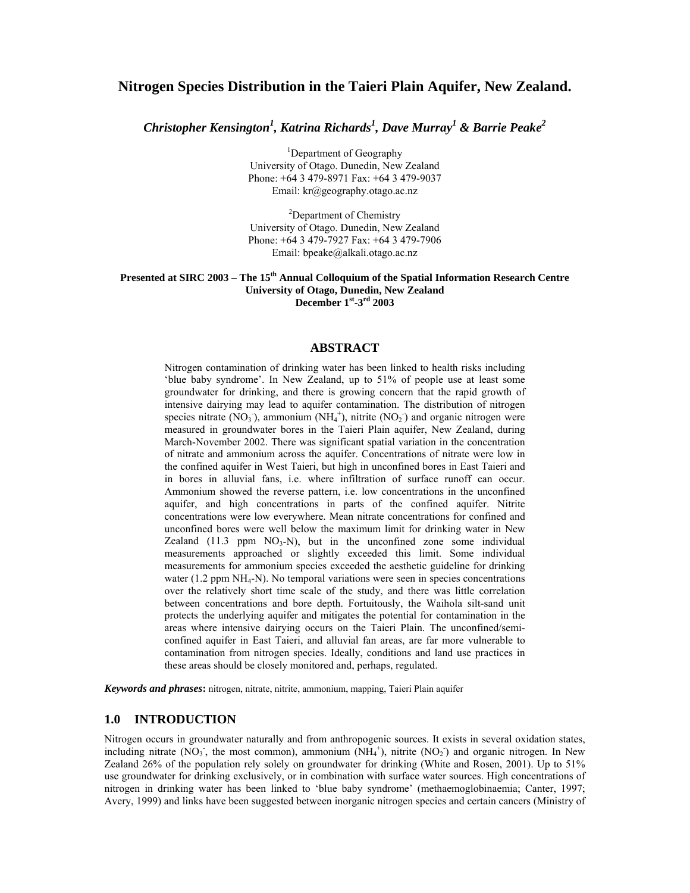# Nitrogen Species Distribution in the Taieri Plain Aquifer, New Zealand.

***Christopher Kensington[1], Katrina Richards[1], Dave Murray[1] & Barrie Peake[2]***

[1]Department of Geography
University of Otago. Dunedin, New Zealand
Phone: +64 3 479-8971 Fax: +64 3 479-9037
Email: kr@geography.otago.ac.nz

[2]Department of Chemistry
University of Otago. Dunedin, New Zealand
Phone: +64 3 479-7927 Fax: +64 3 479-7906
Email: bpeake@alkali.otago.ac.nz

**Presented at SIRC 2003 – The 15th Annual Colloquium of the Spatial Information Research Centre**
**University of Otago, Dunedin, New Zealand**
**December 1st-3rd 2003**

## ABSTRACT

Nitrogen contamination of drinking water has been linked to health risks including 'blue baby syndrome'. In New Zealand, up to 51% of people use at least some groundwater for drinking, and there is growing concern that the rapid growth of intensive dairying may lead to aquifer contamination. The distribution of nitrogen species nitrate ($NO_3^-$), ammonium ($NH_4^+$), nitrite ($NO_2^-$) and organic nitrogen were measured in groundwater bores in the Taieri Plain aquifer, New Zealand, during March-November 2002. There was significant spatial variation in the concentration of nitrate and ammonium across the aquifer. Concentrations of nitrate were low in the confined aquifer in West Taieri, but high in unconfined bores in East Taieri and in bores in alluvial fans, i.e. where infiltration of surface runoff can occur. Ammonium showed the reverse pattern, i.e. low concentrations in the unconfined aquifer, and high concentrations in parts of the confined aquifer. Nitrite concentrations were low everywhere. Mean nitrate concentrations for confined and unconfined bores were well below the maximum limit for drinking water in New Zealand (11.3 ppm $NO_3$-N), but in the unconfined zone some individual measurements approached or slightly exceeded this limit. Some individual measurements for ammonium species exceeded the aesthetic guideline for drinking water (1.2 ppm $NH_4$-N). No temporal variations were seen in species concentrations over the relatively short time scale of the study, and there was little correlation between concentrations and bore depth. Fortuitously, the Waihola silt-sand unit protects the underlying aquifer and mitigates the potential for contamination in the areas where intensive dairying occurs on the Taieri Plain. The unconfined/semi-confined aquifer in East Taieri, and alluvial fan areas, are far more vulnerable to contamination from nitrogen species. Ideally, conditions and land use practices in these areas should be closely monitored and, perhaps, regulated.

***Keywords and phrases*:** nitrogen, nitrate, nitrite, ammonium, mapping, Taieri Plain aquifer

## 1.0 INTRODUCTION

Nitrogen occurs in groundwater naturally and from anthropogenic sources. It exists in several oxidation states, including nitrate ($NO_3^-$, the most common), ammonium ($NH_4^+$), nitrite ($NO_2^-$) and organic nitrogen. In New Zealand 26% of the population rely solely on groundwater for drinking (White and Rosen, 2001). Up to 51% use groundwater for drinking exclusively, or in combination with surface water sources. High concentrations of nitrogen in drinking water has been linked to 'blue baby syndrome' (methaemoglobinaemia; Canter, 1997; Avery, 1999) and links have been suggested between inorganic nitrogen species and certain cancers (Ministry of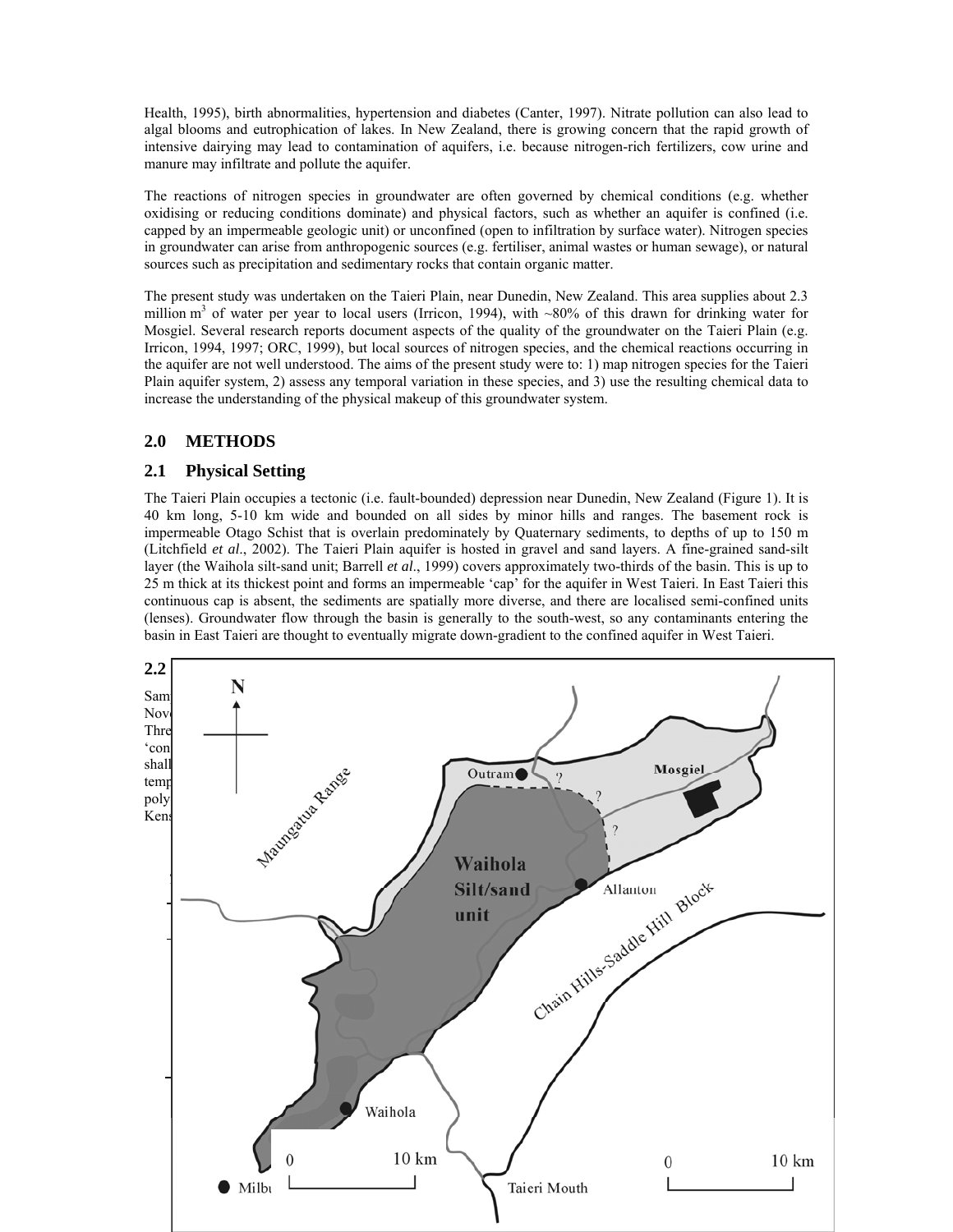Health, 1995), birth abnormalities, hypertension and diabetes (Canter, 1997). Nitrate pollution can also lead to algal blooms and eutrophication of lakes. In New Zealand, there is growing concern that the rapid growth of intensive dairying may lead to contamination of aquifers, i.e. because nitrogen-rich fertilizers, cow urine and manure may infiltrate and pollute the aquifer.

The reactions of nitrogen species in groundwater are often governed by chemical conditions (e.g. whether oxidising or reducing conditions dominate) and physical factors, such as whether an aquifer is confined (i.e. capped by an impermeable geologic unit) or unconfined (open to infiltration by surface water). Nitrogen species in groundwater can arise from anthropogenic sources (e.g. fertiliser, animal wastes or human sewage), or natural sources such as precipitation and sedimentary rocks that contain organic matter.

The present study was undertaken on the Taieri Plain, near Dunedin, New Zealand. This area supplies about 2.3 million $m^3$ of water per year to local users (Irricon, 1994), with ~80% of this drawn for drinking water for Mosgiel. Several research reports document aspects of the quality of the groundwater on the Taieri Plain (e.g. Irricon, 1994, 1997; ORC, 1999), but local sources of nitrogen species, and the chemical reactions occurring in the aquifer are not well understood. The aims of the present study were to: 1) map nitrogen species for the Taieri Plain aquifer system, 2) assess any temporal variation in these species, and 3) use the resulting chemical data to increase the understanding of the physical makeup of this groundwater system.

## 2.0 METHODS

### 2.1 Physical Setting

The Taieri Plain occupies a tectonic (i.e. fault-bounded) depression near Dunedin, New Zealand (Figure 1). It is 40 km long, 5-10 km wide and bounded on all sides by minor hills and ranges. The basement rock is impermeable Otago Schist that is overlain predominately by Quaternary sediments, to depths of up to 150 m (Litchfield *et al*., 2002). The Taieri Plain aquifer is hosted in gravel and sand layers. A fine-grained sand-silt layer (the Waihola silt-sand unit; Barrell *et al*., 1999) covers approximately two-thirds of the basin. This is up to 25 m thick at its thickest point and forms an impermeable 'cap' for the aquifer in West Taieri. In East Taieri this continuous cap is absent, the sediments are spatially more diverse, and there are localised semi-confined units (lenses). Groundwater flow through the basin is generally to the south-west, so any contaminants entering the basin in East Taieri are thought to eventually migrate down-gradient to the confined aquifer in West Taieri.

### 2.2

Sam
Nov
Thre
'con
shall
temp
poly
Kens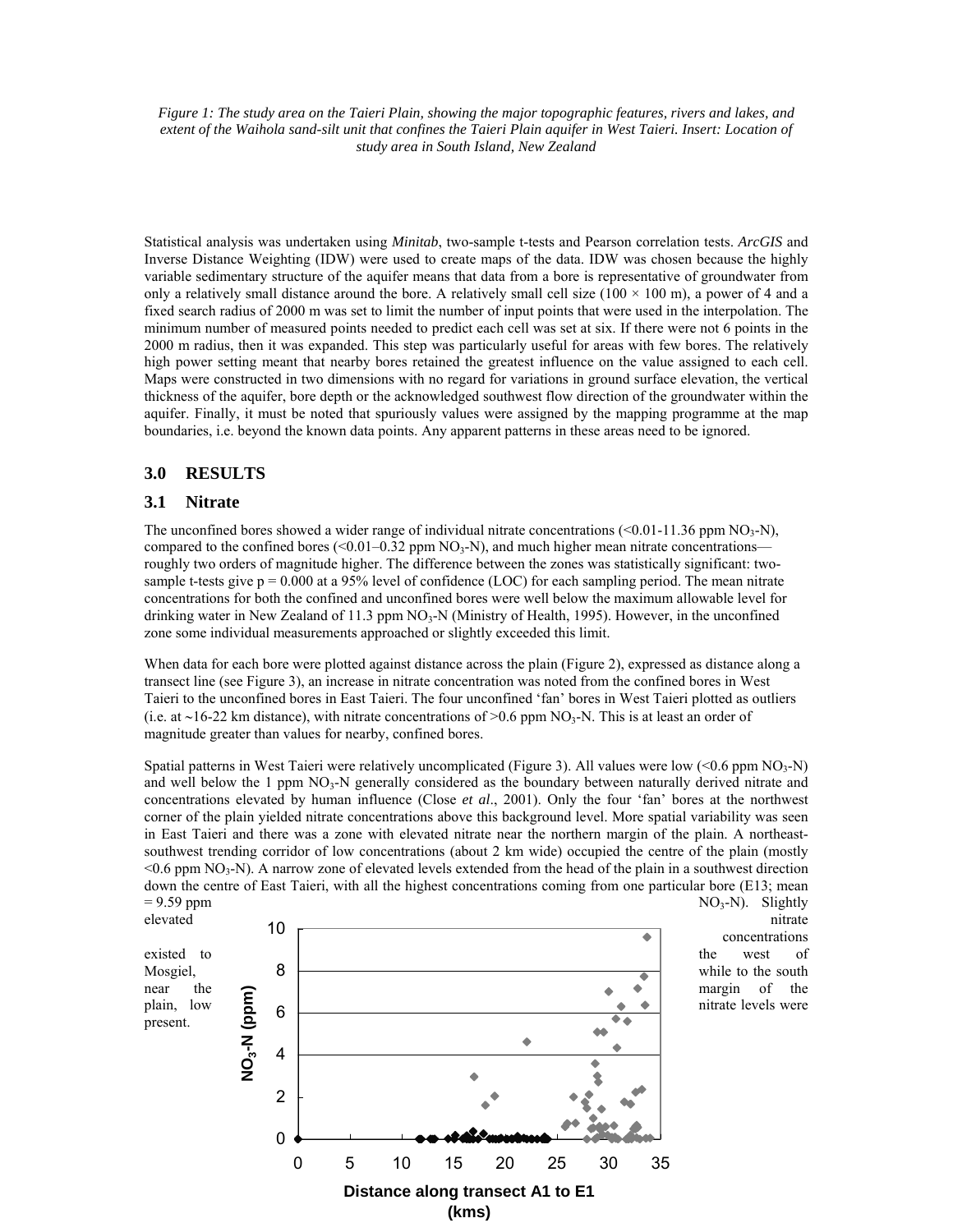*Figure 1: The study area on the Taieri Plain, showing the major topographic features, rivers and lakes, and extent of the Waihola sand-silt unit that confines the Taieri Plain aquifer in West Taieri. Insert: Location of study area in South Island, New Zealand*

Statistical analysis was undertaken using *Minitab*, two-sample t-tests and Pearson correlation tests. *ArcGIS* and Inverse Distance Weighting (IDW) were used to create maps of the data. IDW was chosen because the highly variable sedimentary structure of the aquifer means that data from a bore is representative of groundwater from only a relatively small distance around the bore. A relatively small cell size (100 × 100 m), a power of 4 and a fixed search radius of 2000 m was set to limit the number of input points that were used in the interpolation. The minimum number of measured points needed to predict each cell was set at six. If there were not 6 points in the 2000 m radius, then it was expanded. This step was particularly useful for areas with few bores. The relatively high power setting meant that nearby bores retained the greatest influence on the value assigned to each cell. Maps were constructed in two dimensions with no regard for variations in ground surface elevation, the vertical thickness of the aquifer, bore depth or the acknowledged southwest flow direction of the groundwater within the aquifer. Finally, it must be noted that spuriously values were assigned by the mapping programme at the map boundaries, i.e. beyond the known data points. Any apparent patterns in these areas need to be ignored.

## 3.0 RESULTS

### 3.1 Nitrate

The unconfined bores showed a wider range of individual nitrate concentrations (<0.01-11.36 ppm $NO_3$-N), compared to the confined bores (<0.01–0.32 ppm $NO_3$-N), and much higher mean nitrate concentrations—roughly two orders of magnitude higher. The difference between the zones was statistically significant: two-sample t-tests give $p = 0.000$ at a 95% level of confidence (LOC) for each sampling period. The mean nitrate concentrations for both the confined and unconfined bores were well below the maximum allowable level for drinking water in New Zealand of 11.3 ppm $NO_3$-N (Ministry of Health, 1995). However, in the unconfined zone some individual measurements approached or slightly exceeded this limit.

When data for each bore were plotted against distance across the plain (Figure 2), expressed as distance along a transect line (see Figure 3), an increase in nitrate concentration was noted from the confined bores in West Taieri to the unconfined bores in East Taieri. The four unconfined 'fan' bores in West Taieri plotted as outliers (i.e. at ~16-22 km distance), with nitrate concentrations of >0.6 ppm $NO_3$-N. This is at least an order of magnitude greater than values for nearby, confined bores.

Spatial patterns in West Taieri were relatively uncomplicated (Figure 3). All values were low (<0.6 ppm $NO_3$-N) and well below the 1 ppm $NO_3$-N generally considered as the boundary between naturally derived nitrate and concentrations elevated by human influence (Close *et al*., 2001). Only the four 'fan' bores at the northwest corner of the plain yielded nitrate concentrations above this background level. More spatial variability was seen in East Taieri and there was a zone with elevated nitrate near the northern margin of the plain. A northeast-southwest trending corridor of low concentrations (about 2 km wide) occupied the centre of the plain (mostly <0.6 ppm $NO_3$-N). A narrow zone of elevated levels extended from the head of the plain in a southwest direction down the centre of East Taieri, with all the highest concentrations coming from one particular bore (E13; mean = 9.59 ppm $NO_3$-N). Slightly elevated nitrate concentrations existed to the west of Mosgiel, while to the south near the margin of the plain, low nitrate levels were present.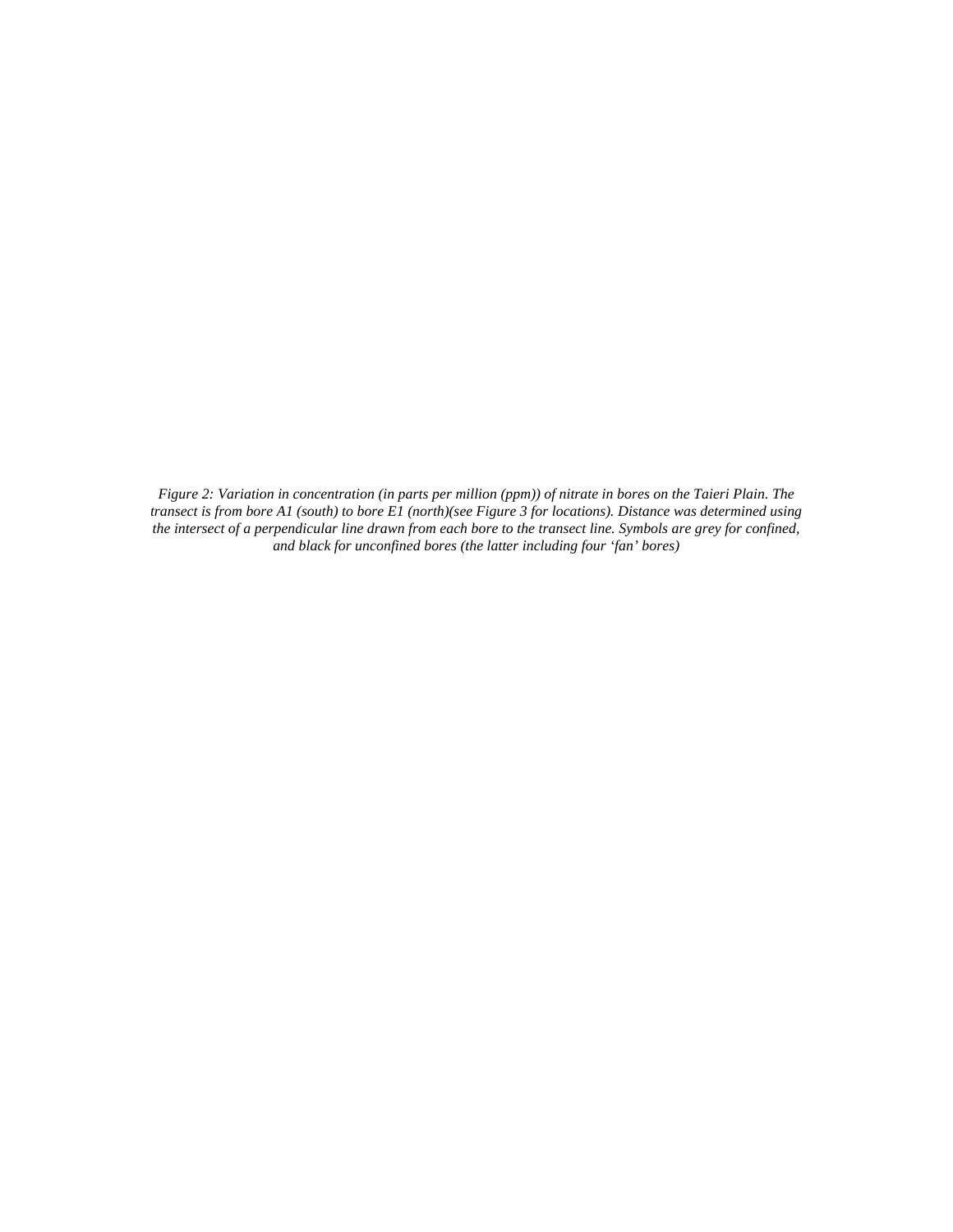*Figure 2: Variation in concentration (in parts per million (ppm)) of nitrate in bores on the Taieri Plain. The transect is from bore A1 (south) to bore E1 (north)(see Figure 3 for locations). Distance was determined using the intersect of a perpendicular line drawn from each bore to the transect line. Symbols are grey for confined, and black for unconfined bores (the latter including four 'fan' bores)*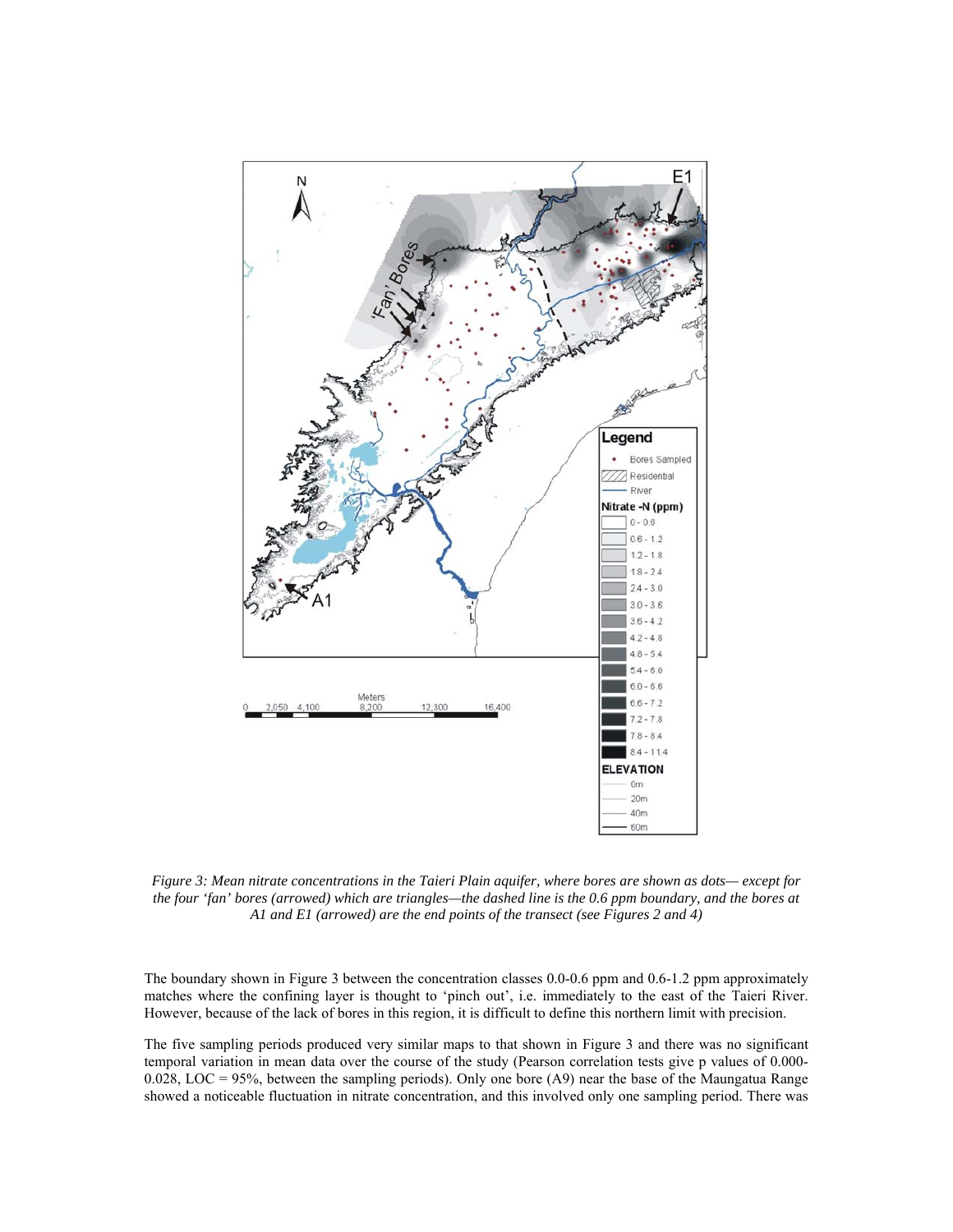*Figure 3: Mean nitrate concentrations in the Taieri Plain aquifer, where bores are shown as dots— except for the four 'fan' bores (arrowed) which are triangles—the dashed line is the 0.6 ppm boundary, and the bores at A1 and E1 (arrowed) are the end points of the transect (see Figures 2 and 4)*

The boundary shown in Figure 3 between the concentration classes 0.0-0.6 ppm and 0.6-1.2 ppm approximately matches where the confining layer is thought to 'pinch out', i.e. immediately to the east of the Taieri River. However, because of the lack of bores in this region, it is difficult to define this northern limit with precision.

The five sampling periods produced very similar maps to that shown in Figure 3 and there was no significant temporal variation in mean data over the course of the study (Pearson correlation tests give p values of 0.000-0.028, LOC = 95%, between the sampling periods). Only one bore (A9) near the base of the Maungatua Range showed a noticeable fluctuation in nitrate concentration, and this involved only one sampling period. There was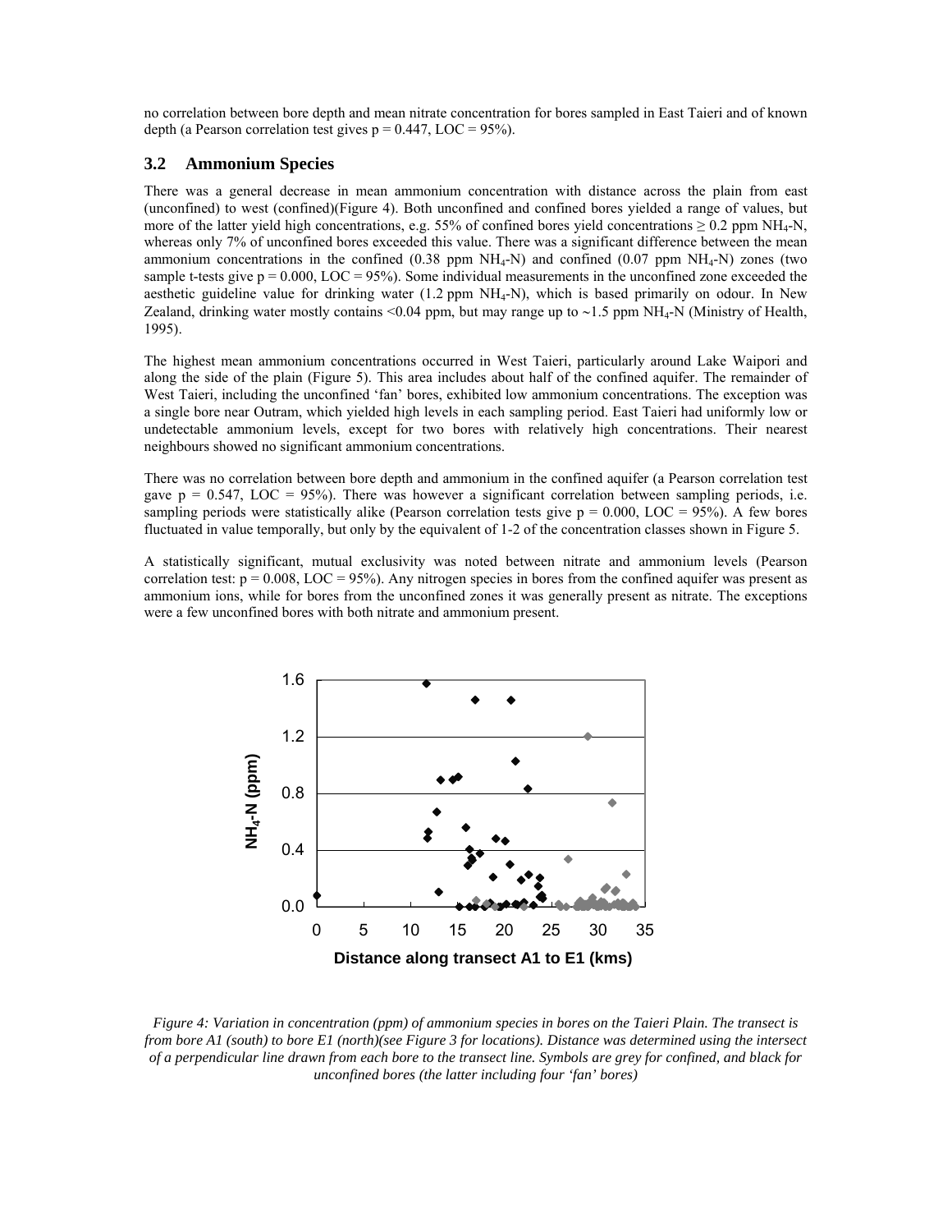no correlation between bore depth and mean nitrate concentration for bores sampled in East Taieri and of known depth (a Pearson correlation test gives p = 0.447, LOC = 95%).

### 3.2 Ammonium Species

There was a general decrease in mean ammonium concentration with distance across the plain from east (unconfined) to west (confined)(Figure 4). Both unconfined and confined bores yielded a range of values, but more of the latter yield high concentrations, e.g. 55% of confined bores yield concentrations ≥ 0.2 ppm $NH_4$-N, whereas only 7% of unconfined bores exceeded this value. There was a significant difference between the mean ammonium concentrations in the confined (0.38 ppm $NH_4$-N) and confined (0.07 ppm $NH_4$-N) zones (two sample t-tests give p = 0.000, LOC = 95%). Some individual measurements in the unconfined zone exceeded the aesthetic guideline value for drinking water (1.2 ppm $NH_4$-N), which is based primarily on odour. In New Zealand, drinking water mostly contains <0.04 ppm, but may range up to ~1.5 ppm $NH_4$-N (Ministry of Health, 1995).

The highest mean ammonium concentrations occurred in West Taieri, particularly around Lake Waipori and along the side of the plain (Figure 5). This area includes about half of the confined aquifer. The remainder of West Taieri, including the unconfined 'fan' bores, exhibited low ammonium concentrations. The exception was a single bore near Outram, which yielded high levels in each sampling period. East Taieri had uniformly low or undetectable ammonium levels, except for two bores with relatively high concentrations. Their nearest neighbours showed no significant ammonium concentrations.

There was no correlation between bore depth and ammonium in the confined aquifer (a Pearson correlation test gave p = 0.547, LOC = 95%). There was however a significant correlation between sampling periods, i.e. sampling periods were statistically alike (Pearson correlation tests give p = 0.000, LOC = 95%). A few bores fluctuated in value temporally, but only by the equivalent of 1-2 of the concentration classes shown in Figure 5.

A statistically significant, mutual exclusivity was noted between nitrate and ammonium levels (Pearson correlation test: p = 0.008, LOC = 95%). Any nitrogen species in bores from the confined aquifer was present as ammonium ions, while for bores from the unconfined zones it was generally present as nitrate. The exceptions were a few unconfined bores with both nitrate and ammonium present.

*Figure 4: Variation in concentration (ppm) of ammonium species in bores on the Taieri Plain. The transect is from bore A1 (south) to bore E1 (north)(see Figure 3 for locations). Distance was determined using the intersect of a perpendicular line drawn from each bore to the transect line. Symbols are grey for confined, and black for unconfined bores (the latter including four 'fan' bores)*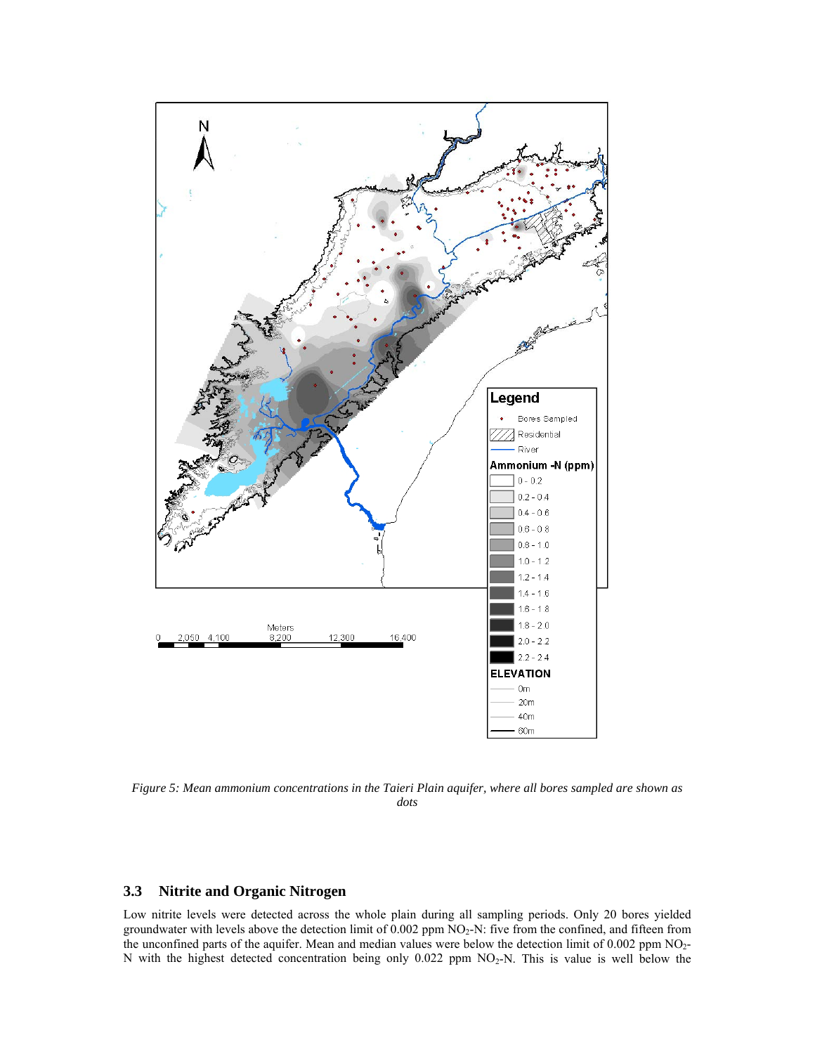*Figure 5: Mean ammonium concentrations in the Taieri Plain aquifer, where all bores sampled are shown as dots*

### 3.3 Nitrite and Organic Nitrogen

Low nitrite levels were detected across the whole plain during all sampling periods. Only 20 bores yielded groundwater with levels above the detection limit of 0.002 ppm $NO_2$-N: five from the confined, and fifteen from the unconfined parts of the aquifer. Mean and median values were below the detection limit of 0.002 ppm $NO_2$-N with the highest detected concentration being only 0.022 ppm $NO_2$-N. This is value is well below the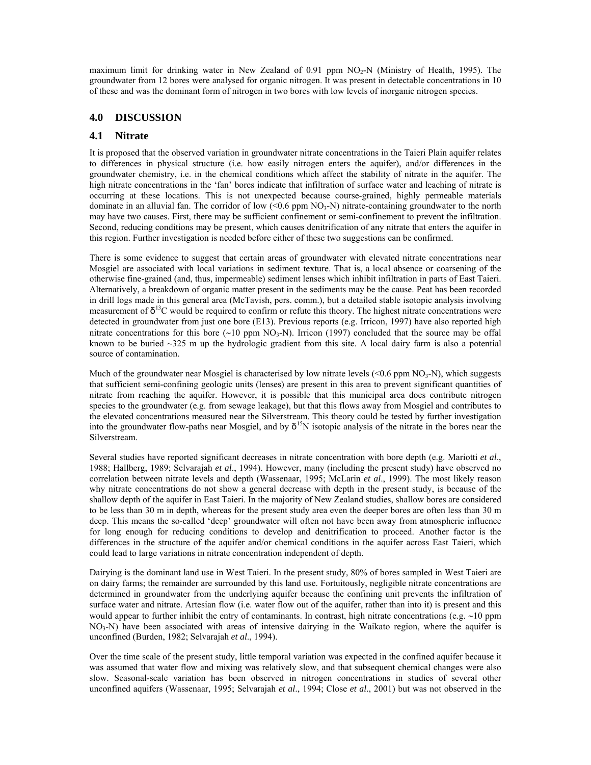maximum limit for drinking water in New Zealand of 0.91 ppm $NO_2$-N (Ministry of Health, 1995). The groundwater from 12 bores were analysed for organic nitrogen. It was present in detectable concentrations in 10 of these and was the dominant form of nitrogen in two bores with low levels of inorganic nitrogen species.

## 4.0 DISCUSSION

### 4.1 Nitrate

It is proposed that the observed variation in groundwater nitrate concentrations in the Taieri Plain aquifer relates to differences in physical structure (i.e. how easily nitrogen enters the aquifer), and/or differences in the groundwater chemistry, i.e. in the chemical conditions which affect the stability of nitrate in the aquifer. The high nitrate concentrations in the 'fan' bores indicate that infiltration of surface water and leaching of nitrate is occurring at these locations. This is not unexpected because course-grained, highly permeable materials dominate in an alluvial fan. The corridor of low (<0.6 ppm $NO_3$-N) nitrate-containing groundwater to the north may have two causes. First, there may be sufficient confinement or semi-confinement to prevent the infiltration. Second, reducing conditions may be present, which causes denitrification of any nitrate that enters the aquifer in this region. Further investigation is needed before either of these two suggestions can be confirmed.

There is some evidence to suggest that certain areas of groundwater with elevated nitrate concentrations near Mosgiel are associated with local variations in sediment texture. That is, a local absence or coarsening of the otherwise fine-grained (and, thus, impermeable) sediment lenses which inhibit infiltration in parts of East Taieri. Alternatively, a breakdown of organic matter present in the sediments may be the cause. Peat has been recorded in drill logs made in this general area (McTavish, pers. comm.), but a detailed stable isotopic analysis involving measurement of $\delta^{13}C$ would be required to confirm or refute this theory. The highest nitrate concentrations were detected in groundwater from just one bore (E13). Previous reports (e.g. Irricon, 1997) have also reported high nitrate concentrations for this bore (~10 ppm $NO_3$-N). Irricon (1997) concluded that the source may be offal known to be buried ~325 m up the hydrologic gradient from this site. A local dairy farm is also a potential source of contamination.

Much of the groundwater near Mosgiel is characterised by low nitrate levels (<0.6 ppm $NO_3$-N), which suggests that sufficient semi-confining geologic units (lenses) are present in this area to prevent significant quantities of nitrate from reaching the aquifer. However, it is possible that this municipal area does contribute nitrogen species to the groundwater (e.g. from sewage leakage), but that this flows away from Mosgiel and contributes to the elevated concentrations measured near the Silverstream. This theory could be tested by further investigation into the groundwater flow-paths near Mosgiel, and by $\delta^{15}N$ isotopic analysis of the nitrate in the bores near the Silverstream.

Several studies have reported significant decreases in nitrate concentration with bore depth (e.g. Mariotti *et al*., 1988; Hallberg, 1989; Selvarajah *et al*., 1994). However, many (including the present study) have observed no correlation between nitrate levels and depth (Wassenaar, 1995; McLarin *et al*., 1999). The most likely reason why nitrate concentrations do not show a general decrease with depth in the present study, is because of the shallow depth of the aquifer in East Taieri. In the majority of New Zealand studies, shallow bores are considered to be less than 30 m in depth, whereas for the present study area even the deeper bores are often less than 30 m deep. This means the so-called 'deep' groundwater will often not have been away from atmospheric influence for long enough for reducing conditions to develop and denitrification to proceed. Another factor is the differences in the structure of the aquifer and/or chemical conditions in the aquifer across East Taieri, which could lead to large variations in nitrate concentration independent of depth.

Dairying is the dominant land use in West Taieri. In the present study, 80% of bores sampled in West Taieri are on dairy farms; the remainder are surrounded by this land use. Fortuitously, negligible nitrate concentrations are determined in groundwater from the underlying aquifer because the confining unit prevents the infiltration of surface water and nitrate. Artesian flow (i.e. water flow out of the aquifer, rather than into it) is present and this would appear to further inhibit the entry of contaminants. In contrast, high nitrate concentrations (e.g. ~10 ppm $NO_3$-N) have been associated with areas of intensive dairying in the Waikato region, where the aquifer is unconfined (Burden, 1982; Selvarajah *et al*., 1994).

Over the time scale of the present study, little temporal variation was expected in the confined aquifer because it was assumed that water flow and mixing was relatively slow, and that subsequent chemical changes were also slow. Seasonal-scale variation has been observed in nitrogen concentrations in studies of several other unconfined aquifers (Wassenaar, 1995; Selvarajah *et al*., 1994; Close *et al*., 2001) but was not observed in the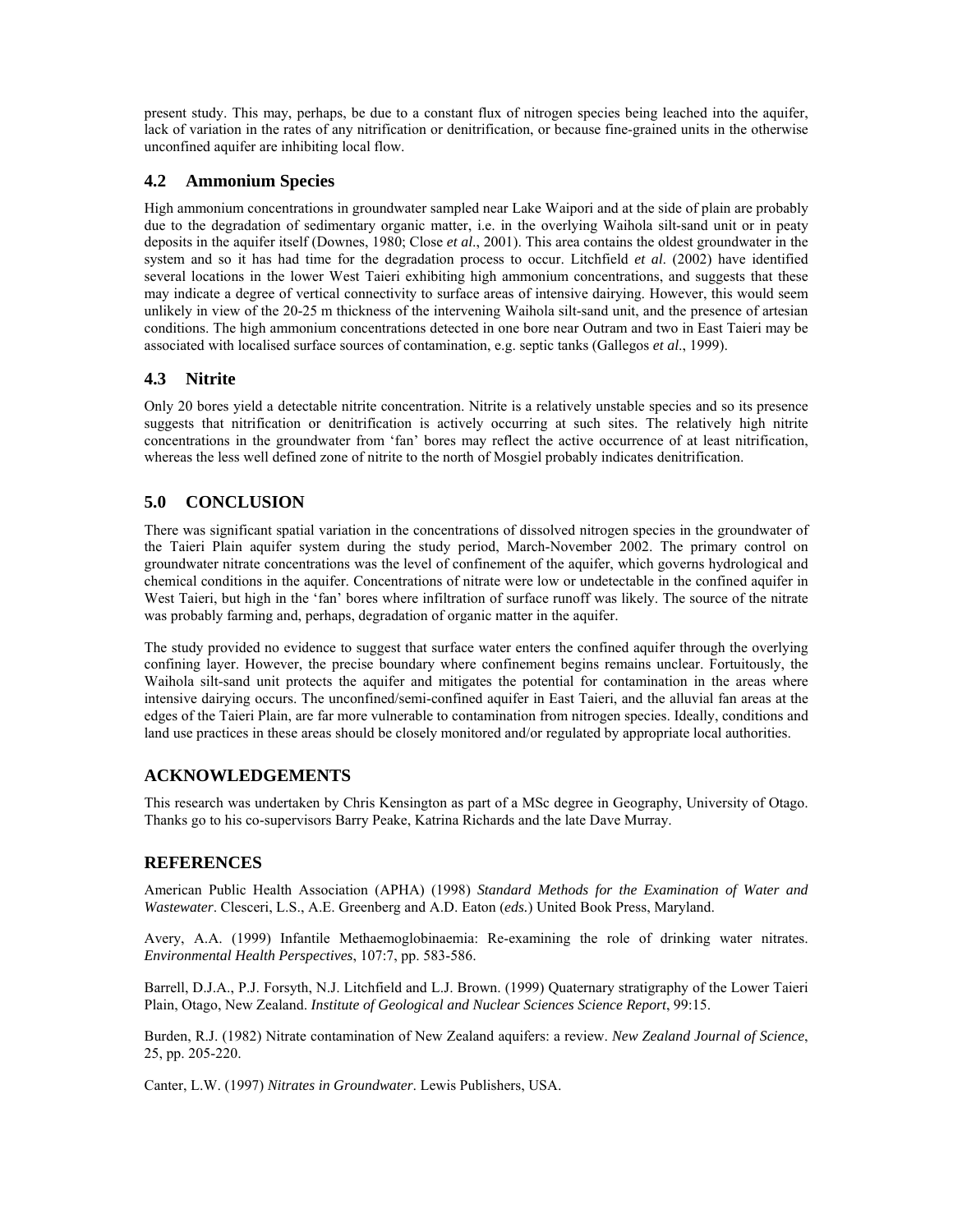present study. This may, perhaps, be due to a constant flux of nitrogen species being leached into the aquifer, lack of variation in the rates of any nitrification or denitrification, or because fine-grained units in the otherwise unconfined aquifer are inhibiting local flow.

## 4.2 Ammonium Species

High ammonium concentrations in groundwater sampled near Lake Waipori and at the side of plain are probably due to the degradation of sedimentary organic matter, i.e. in the overlying Waihola silt-sand unit or in peaty deposits in the aquifer itself (Downes, 1980; Close *et al*., 2001). This area contains the oldest groundwater in the system and so it has had time for the degradation process to occur. Litchfield *et al*. (2002) have identified several locations in the lower West Taieri exhibiting high ammonium concentrations, and suggests that these may indicate a degree of vertical connectivity to surface areas of intensive dairying. However, this would seem unlikely in view of the 20-25 m thickness of the intervening Waihola silt-sand unit, and the presence of artesian conditions. The high ammonium concentrations detected in one bore near Outram and two in East Taieri may be associated with localised surface sources of contamination, e.g. septic tanks (Gallegos *et al*., 1999).

## 4.3 Nitrite

Only 20 bores yield a detectable nitrite concentration. Nitrite is a relatively unstable species and so its presence suggests that nitrification or denitrification is actively occurring at such sites. The relatively high nitrite concentrations in the groundwater from 'fan' bores may reflect the active occurrence of at least nitrification, whereas the less well defined zone of nitrite to the north of Mosgiel probably indicates denitrification.

## 5.0 CONCLUSION

There was significant spatial variation in the concentrations of dissolved nitrogen species in the groundwater of the Taieri Plain aquifer system during the study period, March-November 2002. The primary control on groundwater nitrate concentrations was the level of confinement of the aquifer, which governs hydrological and chemical conditions in the aquifer. Concentrations of nitrate were low or undetectable in the confined aquifer in West Taieri, but high in the 'fan' bores where infiltration of surface runoff was likely. The source of the nitrate was probably farming and, perhaps, degradation of organic matter in the aquifer.

The study provided no evidence to suggest that surface water enters the confined aquifer through the overlying confining layer. However, the precise boundary where confinement begins remains unclear. Fortuitously, the Waihola silt-sand unit protects the aquifer and mitigates the potential for contamination in the areas where intensive dairying occurs. The unconfined/semi-confined aquifer in East Taieri, and the alluvial fan areas at the edges of the Taieri Plain, are far more vulnerable to contamination from nitrogen species. Ideally, conditions and land use practices in these areas should be closely monitored and/or regulated by appropriate local authorities.

## ACKNOWLEDGEMENTS

This research was undertaken by Chris Kensington as part of a MSc degree in Geography, University of Otago. Thanks go to his co-supervisors Barry Peake, Katrina Richards and the late Dave Murray.

## REFERENCES

American Public Health Association (APHA) (1998) *Standard Methods for the Examination of Water and Wastewater*. Clesceri, L.S., A.E. Greenberg and A.D. Eaton (*eds.*) United Book Press, Maryland.

Avery, A.A. (1999) Infantile Methaemoglobinaemia: Re-examining the role of drinking water nitrates. *Environmental Health Perspectives*, 107:7, pp. 583-586.

Barrell, D.J.A., P.J. Forsyth, N.J. Litchfield and L.J. Brown. (1999) Quaternary stratigraphy of the Lower Taieri Plain, Otago, New Zealand. *Institute of Geological and Nuclear Sciences Science Report*, 99:15.

Burden, R.J. (1982) Nitrate contamination of New Zealand aquifers: a review. *New Zealand Journal of Science*, 25, pp. 205-220.

Canter, L.W. (1997) *Nitrates in Groundwater*. Lewis Publishers, USA.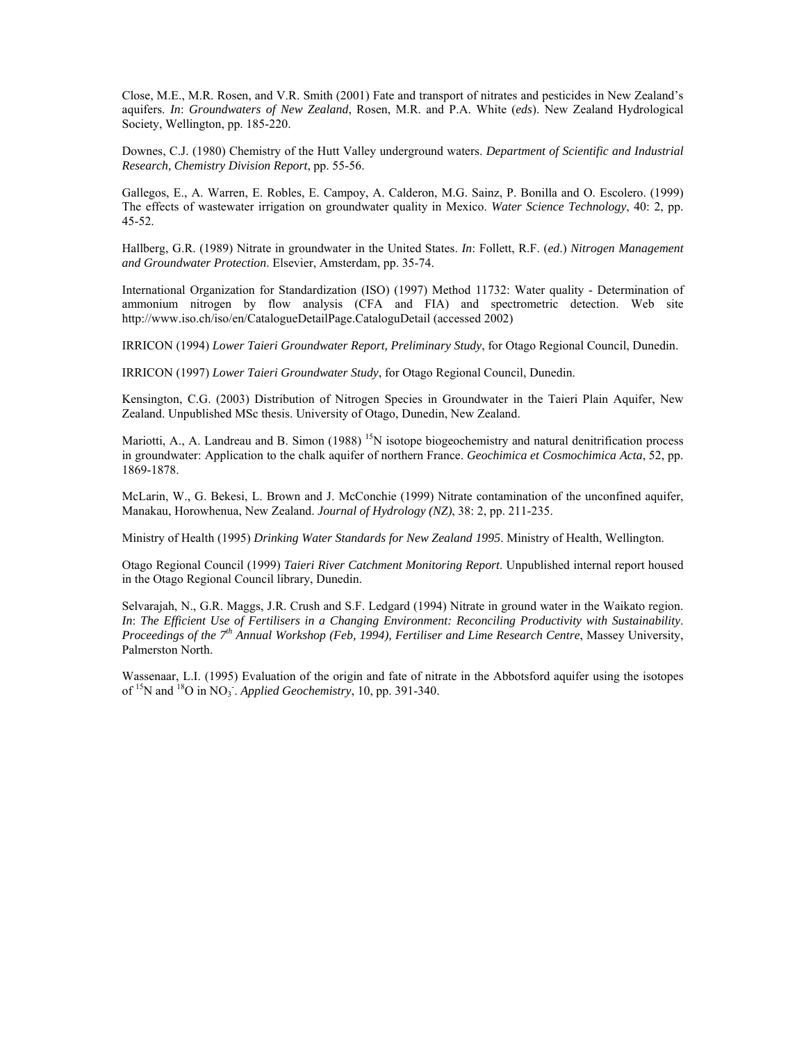Close, M.E., M.R. Rosen, and V.R. Smith (2001) Fate and transport of nitrates and pesticides in New Zealand's aquifers. *In*: *Groundwaters of New Zealand*, Rosen, M.R. and P.A. White (*eds*). New Zealand Hydrological Society, Wellington, pp. 185-220.

Downes, C.J. (1980) Chemistry of the Hutt Valley underground waters. *Department of Scientific and Industrial Research, Chemistry Division Report*, pp. 55-56.

Gallegos, E., A. Warren, E. Robles, E. Campoy, A. Calderon, M.G. Sainz, P. Bonilla and O. Escolero. (1999) The effects of wastewater irrigation on groundwater quality in Mexico. *Water Science Technology*, 40: 2, pp. 45-52.

Hallberg, G.R. (1989) Nitrate in groundwater in the United States. *In*: Follett, R.F. (*ed*.) *Nitrogen Management and Groundwater Protection*. Elsevier, Amsterdam, pp. 35-74.

International Organization for Standardization (ISO) (1997) Method 11732: Water quality - Determination of ammonium nitrogen by flow analysis (CFA and FIA) and spectrometric detection. Web site http://www.iso.ch/iso/en/CatalogueDetailPage.CataloguDetail (accessed 2002)

IRRICON (1994) *Lower Taieri Groundwater Report, Preliminary Study*, for Otago Regional Council, Dunedin.

IRRICON (1997) *Lower Taieri Groundwater Study*, for Otago Regional Council, Dunedin.

Kensington, C.G. (2003) Distribution of Nitrogen Species in Groundwater in the Taieri Plain Aquifer, New Zealand. Unpublished MSc thesis. University of Otago, Dunedin, New Zealand.

Mariotti, A., A. Landreau and B. Simon (1988) $^{15}N$ isotope biogeochemistry and natural denitrification process in groundwater: Application to the chalk aquifer of northern France. *Geochimica et Cosmochimica Acta*, 52, pp. 1869-1878.

McLarin, W., G. Bekesi, L. Brown and J. McConchie (1999) Nitrate contamination of the unconfined aquifer, Manakau, Horowhenua, New Zealand. *Journal of Hydrology (NZ)*, 38: 2, pp. 211-235.

Ministry of Health (1995) *Drinking Water Standards for New Zealand 1995*. Ministry of Health, Wellington.

Otago Regional Council (1999) *Taieri River Catchment Monitoring Report*. Unpublished internal report housed in the Otago Regional Council library, Dunedin.

Selvarajah, N., G.R. Maggs, J.R. Crush and S.F. Ledgard (1994) Nitrate in ground water in the Waikato region. *In*: *The Efficient Use of Fertilisers in a Changing Environment: Reconciling Productivity with Sustainability. Proceedings of the 7th Annual Workshop (Feb, 1994), Fertiliser and Lime Research Centre*, Massey University, Palmerston North.

Wassenaar, L.I. (1995) Evaluation of the origin and fate of nitrate in the Abbotsford aquifer using the isotopes of $^{15}N$ and $^{18}O$ in $NO_3^-$. *Applied Geochemistry*, 10, pp. 391-340.